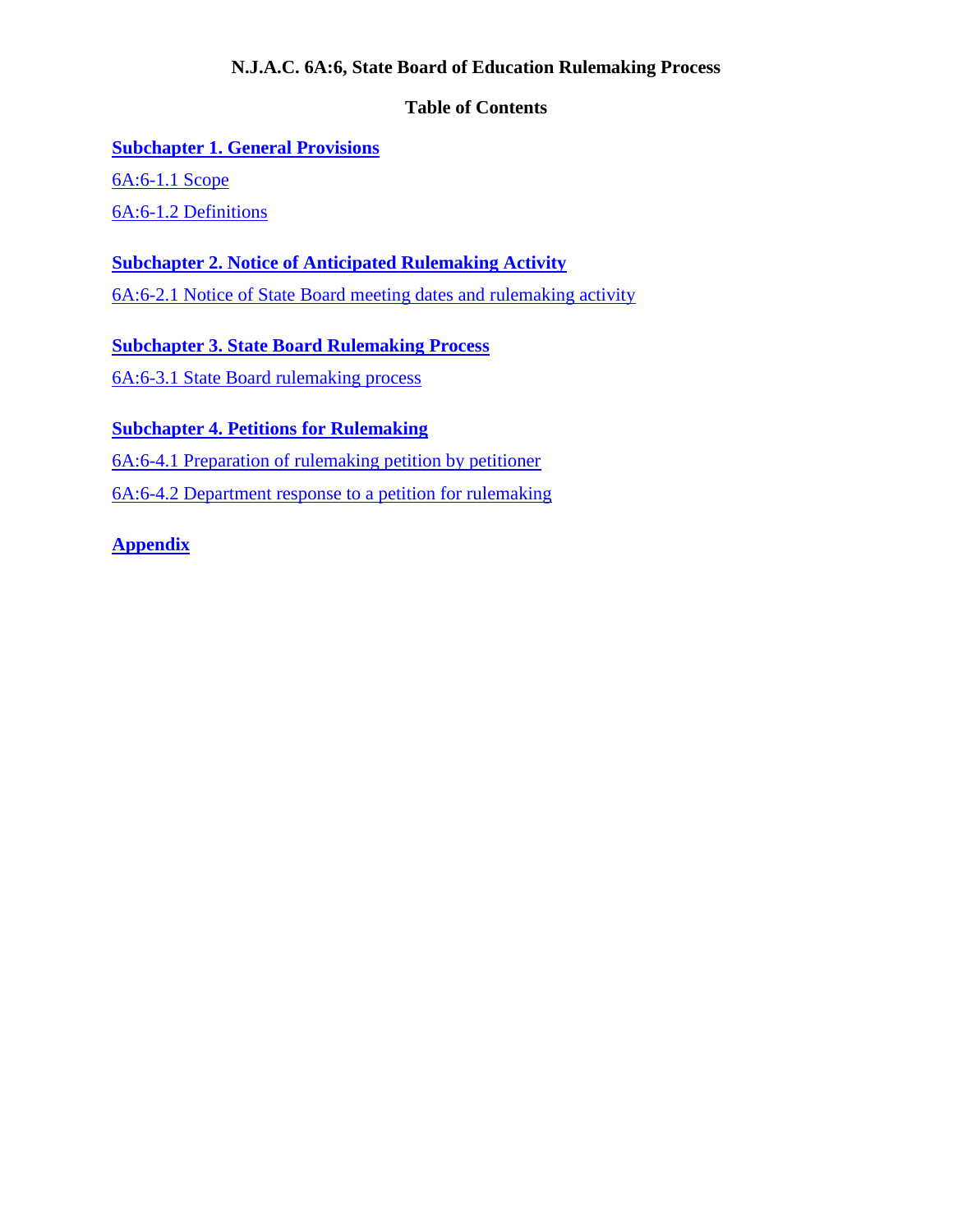# N.J.A.C. 6A:6, State Board of Education Rulemaking Process

## Table of Contents

**Subchapter 1. General Provisions**

6A:6-1.1 Scope

6A:6-1.2 Definitions

**Subchapter 2. Notice of Anticipated Rulemaking Activity**

6A:6-2.1 Notice of State Board meeting dates and rulemaking activity

**Subchapter 3. State Board Rulemaking Process**

6A:6-3.1 State Board rulemaking process

**Subchapter 4. Petitions for Rulemaking**

6A:6-4.1 Preparation of rulemaking petition by petitioner

6A:6-4.2 Department response to a petition for rulemaking

**Appendix**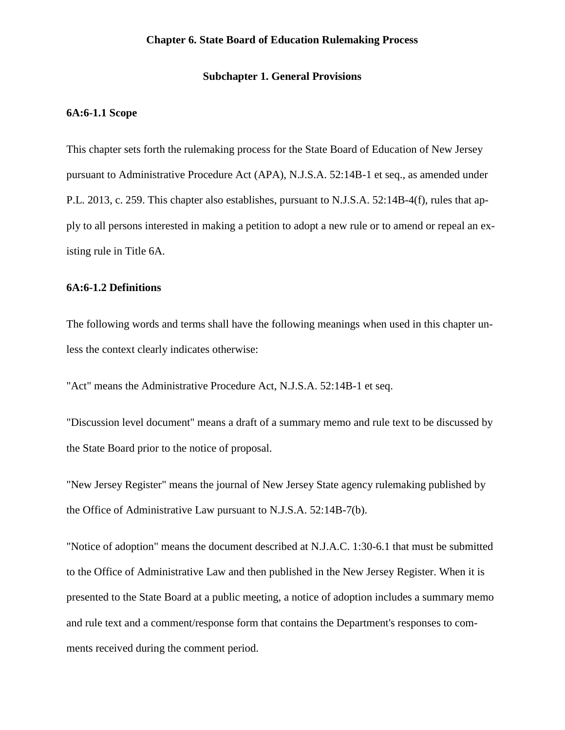# Chapter 6. State Board of Education Rulemaking Process

## Subchapter 1. General Provisions

### 6A:6-1.1 Scope

This chapter sets forth the rulemaking process for the State Board of Education of New Jersey pursuant to Administrative Procedure Act (APA), N.J.S.A. 52:14B-1 et seq., as amended under P.L. 2013, c. 259. This chapter also establishes, pursuant to N.J.S.A. 52:14B-4(f), rules that apply to all persons interested in making a petition to adopt a new rule or to amend or repeal an existing rule in Title 6A.

### 6A:6-1.2 Definitions

The following words and terms shall have the following meanings when used in this chapter unless the context clearly indicates otherwise:

"Act" means the Administrative Procedure Act, N.J.S.A. 52:14B-1 et seq.

"Discussion level document" means a draft of a summary memo and rule text to be discussed by the State Board prior to the notice of proposal.

"New Jersey Register" means the journal of New Jersey State agency rulemaking published by the Office of Administrative Law pursuant to N.J.S.A. 52:14B-7(b).

"Notice of adoption" means the document described at N.J.A.C. 1:30-6.1 that must be submitted to the Office of Administrative Law and then published in the New Jersey Register. When it is presented to the State Board at a public meeting, a notice of adoption includes a summary memo and rule text and a comment/response form that contains the Department's responses to comments received during the comment period.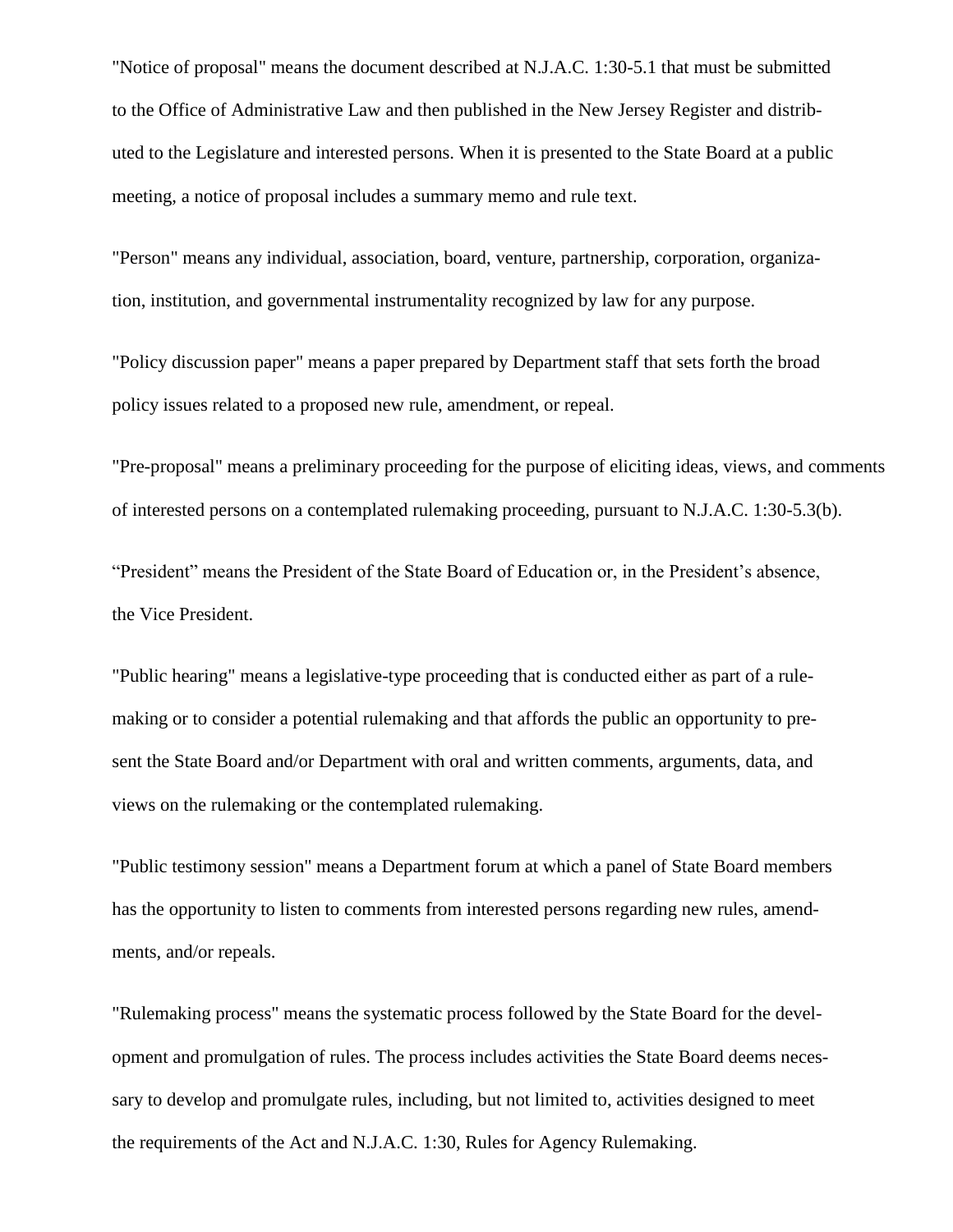"Notice of proposal" means the document described at N.J.A.C. 1:30-5.1 that must be submitted to the Office of Administrative Law and then published in the New Jersey Register and distributed to the Legislature and interested persons. When it is presented to the State Board at a public meeting, a notice of proposal includes a summary memo and rule text.

"Person" means any individual, association, board, venture, partnership, corporation, organization, institution, and governmental instrumentality recognized by law for any purpose.

"Policy discussion paper" means a paper prepared by Department staff that sets forth the broad policy issues related to a proposed new rule, amendment, or repeal.

"Pre-proposal" means a preliminary proceeding for the purpose of eliciting ideas, views, and comments of interested persons on a contemplated rulemaking proceeding, pursuant to N.J.A.C. 1:30-5.3(b).

"President" means the President of the State Board of Education or, in the President's absence, the Vice President.

"Public hearing" means a legislative-type proceeding that is conducted either as part of a rulemaking or to consider a potential rulemaking and that affords the public an opportunity to present the State Board and/or Department with oral and written comments, arguments, data, and views on the rulemaking or the contemplated rulemaking.

"Public testimony session" means a Department forum at which a panel of State Board members has the opportunity to listen to comments from interested persons regarding new rules, amendments, and/or repeals.

"Rulemaking process" means the systematic process followed by the State Board for the development and promulgation of rules. The process includes activities the State Board deems necessary to develop and promulgate rules, including, but not limited to, activities designed to meet the requirements of the Act and N.J.A.C. 1:30, Rules for Agency Rulemaking.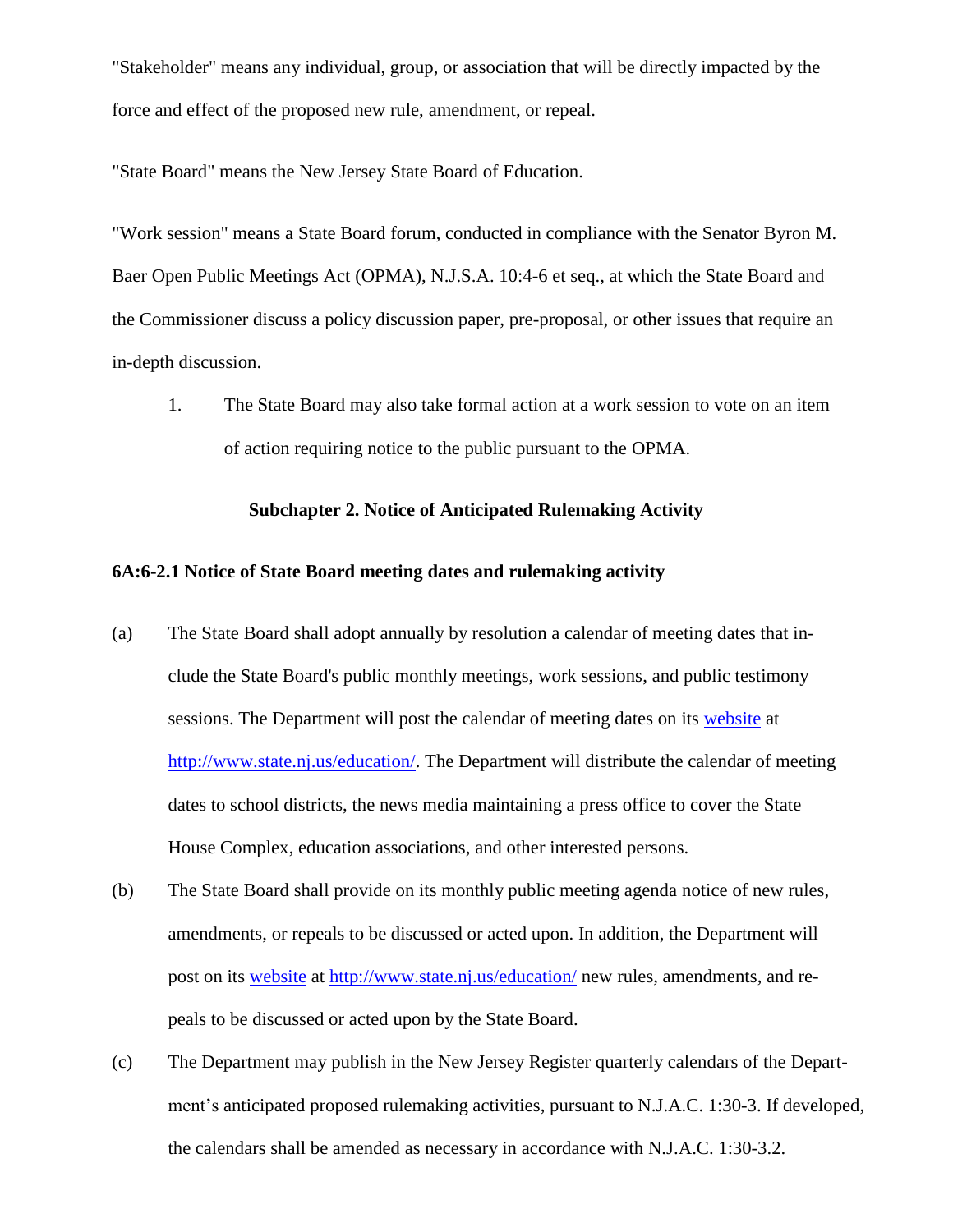"Stakeholder" means any individual, group, or association that will be directly impacted by the force and effect of the proposed new rule, amendment, or repeal.

"State Board" means the New Jersey State Board of Education.

"Work session" means a State Board forum, conducted in compliance with the Senator Byron M. Baer Open Public Meetings Act (OPMA), N.J.S.A. 10:4-6 et seq., at which the State Board and the Commissioner discuss a policy discussion paper, pre-proposal, or other issues that require an in-depth discussion.

1. The State Board may also take formal action at a work session to vote on an item of action requiring notice to the public pursuant to the OPMA.

### Subchapter 2. Notice of Anticipated Rulemaking Activity

**6A:6-2.1 Notice of State Board meeting dates and rulemaking activity**

(a) The State Board shall adopt annually by resolution a calendar of meeting dates that include the State Board's public monthly meetings, work sessions, and public testimony sessions. The Department will post the calendar of meeting dates on its [website](http://www.state.nj.us/education/) at [http://www.state.nj.us/education/](http://www.state.nj.us/education/). The Department will distribute the calendar of meeting dates to school districts, the news media maintaining a press office to cover the State House Complex, education associations, and other interested persons.

(b) The State Board shall provide on its monthly public meeting agenda notice of new rules, amendments, or repeals to be discussed or acted upon. In addition, the Department will post on its [website](http://www.state.nj.us/education/) at [http://www.state.nj.us/education/](http://www.state.nj.us/education/) new rules, amendments, and repeals to be discussed or acted upon by the State Board.

(c) The Department may publish in the New Jersey Register quarterly calendars of the Department's anticipated proposed rulemaking activities, pursuant to N.J.A.C. 1:30-3. If developed, the calendars shall be amended as necessary in accordance with N.J.A.C. 1:30-3.2.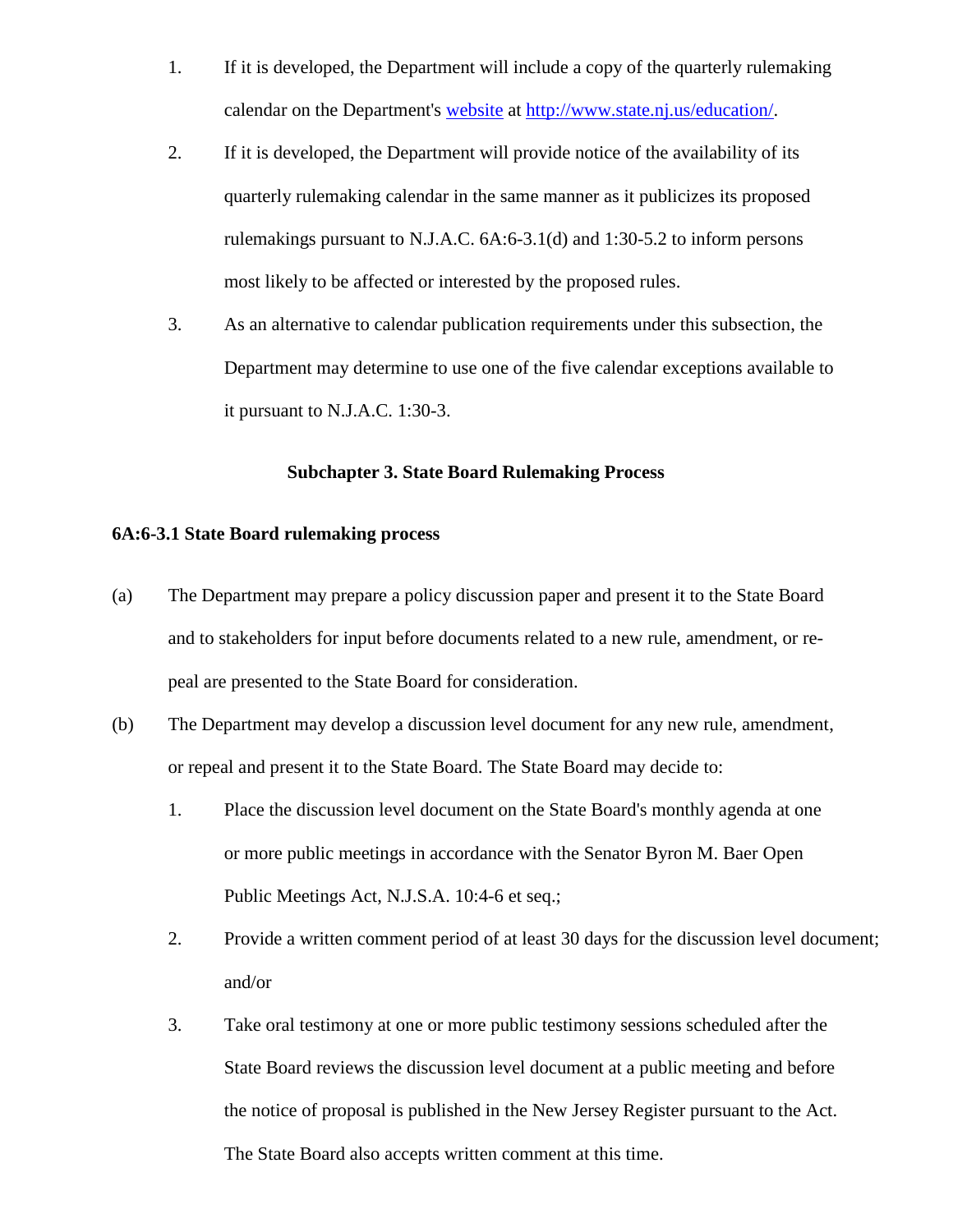1. If it is developed, the Department will include a copy of the quarterly rulemaking calendar on the Department's [website](http://www.state.nj.us/education/) at [http://www.state.nj.us/education/](http://www.state.nj.us/education/).
2. If it is developed, the Department will provide notice of the availability of its quarterly rulemaking calendar in the same manner as it publicizes its proposed rulemakings pursuant to N.J.A.C. 6A:6-3.1(d) and 1:30-5.2 to inform persons most likely to be affected or interested by the proposed rules.
3. As an alternative to calendar publication requirements under this subsection, the Department may determine to use one of the five calendar exceptions available to it pursuant to N.J.A.C. 1:30-3.

## Subchapter 3. State Board Rulemaking Process

### 6A:6-3.1 State Board rulemaking process

(a) The Department may prepare a policy discussion paper and present it to the State Board and to stakeholders for input before documents related to a new rule, amendment, or repeal are presented to the State Board for consideration.

(b) The Department may develop a discussion level document for any new rule, amendment, or repeal and present it to the State Board. The State Board may decide to:

1. Place the discussion level document on the State Board's monthly agenda at one or more public meetings in accordance with the Senator Byron M. Baer Open Public Meetings Act, N.J.S.A. 10:4-6 et seq.;
2. Provide a written comment period of at least 30 days for the discussion level document; and/or
3. Take oral testimony at one or more public testimony sessions scheduled after the State Board reviews the discussion level document at a public meeting and before the notice of proposal is published in the New Jersey Register pursuant to the Act. The State Board also accepts written comment at this time.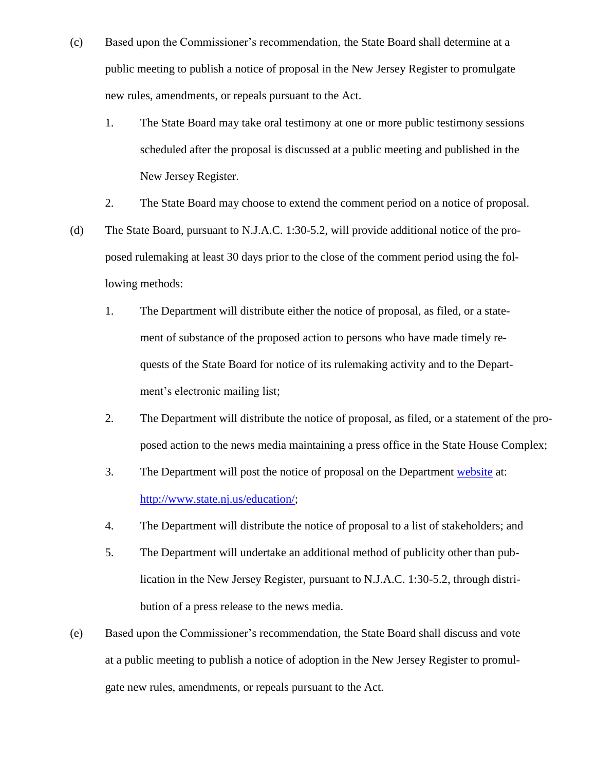(c) Based upon the Commissioner's recommendation, the State Board shall determine at a public meeting to publish a notice of proposal in the New Jersey Register to promulgate new rules, amendments, or repeals pursuant to the Act.

  1. The State Board may take oral testimony at one or more public testimony sessions scheduled after the proposal is discussed at a public meeting and published in the New Jersey Register.

  2. The State Board may choose to extend the comment period on a notice of proposal.

(d) The State Board, pursuant to N.J.A.C. 1:30-5.2, will provide additional notice of the proposed rulemaking at least 30 days prior to the close of the comment period using the following methods:

  1. The Department will distribute either the notice of proposal, as filed, or a statement of substance of the proposed action to persons who have made timely requests of the State Board for notice of its rulemaking activity and to the Department's electronic mailing list;

  2. The Department will distribute the notice of proposal, as filed, or a statement of the proposed action to the news media maintaining a press office in the State House Complex;

  3. The Department will post the notice of proposal on the Department [website](http://www.state.nj.us/education/) at: [http://www.state.nj.us/education/](http://www.state.nj.us/education/);

  4. The Department will distribute the notice of proposal to a list of stakeholders; and

  5. The Department will undertake an additional method of publicity other than publication in the New Jersey Register, pursuant to N.J.A.C. 1:30-5.2, through distribution of a press release to the news media.

(e) Based upon the Commissioner's recommendation, the State Board shall discuss and vote at a public meeting to publish a notice of adoption in the New Jersey Register to promulgate new rules, amendments, or repeals pursuant to the Act.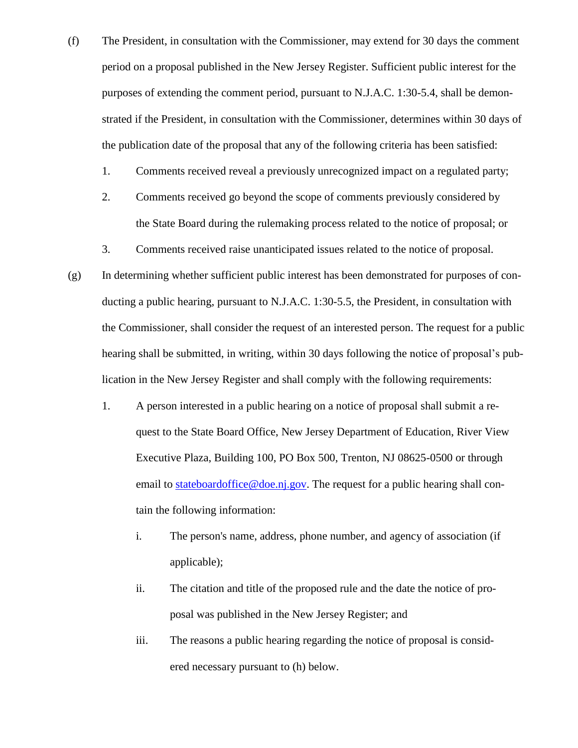(f) The President, in consultation with the Commissioner, may extend for 30 days the comment period on a proposal published in the New Jersey Register. Sufficient public interest for the purposes of extending the comment period, pursuant to N.J.A.C. 1:30-5.4, shall be demonstrated if the President, in consultation with the Commissioner, determines within 30 days of the publication date of the proposal that any of the following criteria has been satisfied:

1. Comments received reveal a previously unrecognized impact on a regulated party;
2. Comments received go beyond the scope of comments previously considered by the State Board during the rulemaking process related to the notice of proposal; or
3. Comments received raise unanticipated issues related to the notice of proposal.

(g) In determining whether sufficient public interest has been demonstrated for purposes of conducting a public hearing, pursuant to N.J.A.C. 1:30-5.5, the President, in consultation with the Commissioner, shall consider the request of an interested person. The request for a public hearing shall be submitted, in writing, within 30 days following the notice of proposal's publication in the New Jersey Register and shall comply with the following requirements:

1. A person interested in a public hearing on a notice of proposal shall submit a request to the State Board Office, New Jersey Department of Education, River View Executive Plaza, Building 100, PO Box 500, Trenton, NJ 08625-0500 or through email to [stateboardoffice@doe.nj.gov](mailto:stateboardoffice@doe.nj.gov). The request for a public hearing shall contain the following information:

    i. The person's name, address, phone number, and agency of association (if applicable);

    ii. The citation and title of the proposed rule and the date the notice of proposal was published in the New Jersey Register; and

    iii. The reasons a public hearing regarding the notice of proposal is considered necessary pursuant to (h) below.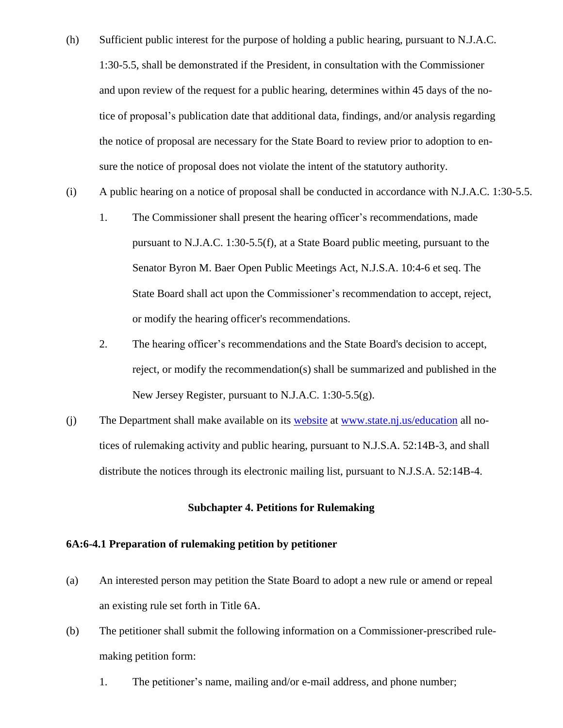(h) Sufficient public interest for the purpose of holding a public hearing, pursuant to N.J.A.C. 1:30-5.5, shall be demonstrated if the President, in consultation with the Commissioner and upon review of the request for a public hearing, determines within 45 days of the notice of proposal's publication date that additional data, findings, and/or analysis regarding the notice of proposal are necessary for the State Board to review prior to adoption to ensure the notice of proposal does not violate the intent of the statutory authority.

(i) A public hearing on a notice of proposal shall be conducted in accordance with N.J.A.C. 1:30-5.5.

1. The Commissioner shall present the hearing officer's recommendations, made pursuant to N.J.A.C. 1:30-5.5(f), at a State Board public meeting, pursuant to the Senator Byron M. Baer Open Public Meetings Act, N.J.S.A. 10:4-6 et seq. The State Board shall act upon the Commissioner's recommendation to accept, reject, or modify the hearing officer's recommendations.

2. The hearing officer's recommendations and the State Board's decision to accept, reject, or modify the recommendation(s) shall be summarized and published in the New Jersey Register, pursuant to N.J.A.C. 1:30-5.5(g).

(j) The Department shall make available on its [website](www.state.nj.us/education) at [www.state.nj.us/education](www.state.nj.us/education) all notices of rulemaking activity and public hearing, pursuant to N.J.S.A. 52:14B-3, and shall distribute the notices through its electronic mailing list, pursuant to N.J.S.A. 52:14B-4.

## Subchapter 4. Petitions for Rulemaking

### 6A:6-4.1 Preparation of rulemaking petition by petitioner

(a) An interested person may petition the State Board to adopt a new rule or amend or repeal an existing rule set forth in Title 6A.

(b) The petitioner shall submit the following information on a Commissioner-prescribed rulemaking petition form:

1. The petitioner's name, mailing and/or e-mail address, and phone number;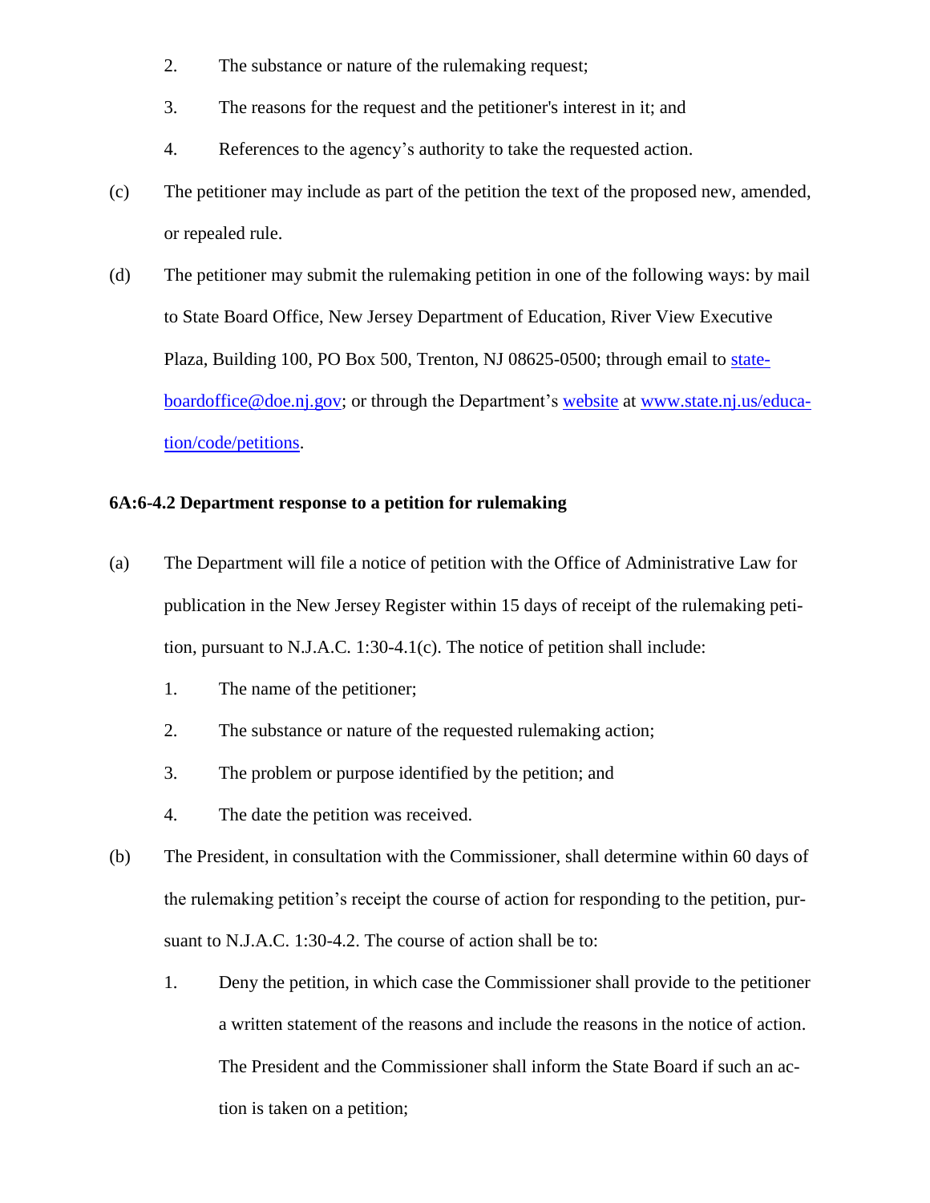2. The substance or nature of the rulemaking request;

3. The reasons for the request and the petitioner's interest in it; and

4. References to the agency's authority to take the requested action.

(c) The petitioner may include as part of the petition the text of the proposed new, amended, or repealed rule.

(d) The petitioner may submit the rulemaking petition in one of the following ways: by mail to State Board Office, New Jersey Department of Education, River View Executive Plaza, Building 100, PO Box 500, Trenton, NJ 08625-0500; through email to [stateboardoffice@doe.nj.gov](mailto:stateboardoffice@doe.nj.gov); or through the Department's [website](http://www.state.nj.us/education/code/petitions) at [www.state.nj.us/education/code/petitions](http://www.state.nj.us/education/code/petitions).

**6A:6-4.2 Department response to a petition for rulemaking**

(a) The Department will file a notice of petition with the Office of Administrative Law for publication in the New Jersey Register within 15 days of receipt of the rulemaking petition, pursuant to N.J.A.C. 1:30-4.1(c). The notice of petition shall include:

1. The name of the petitioner;

2. The substance or nature of the requested rulemaking action;

3. The problem or purpose identified by the petition; and

4. The date the petition was received.

(b) The President, in consultation with the Commissioner, shall determine within 60 days of the rulemaking petition's receipt the course of action for responding to the petition, pursuant to N.J.A.C. 1:30-4.2. The course of action shall be to:

1. Deny the petition, in which case the Commissioner shall provide to the petitioner a written statement of the reasons and include the reasons in the notice of action. The President and the Commissioner shall inform the State Board if such an action is taken on a petition;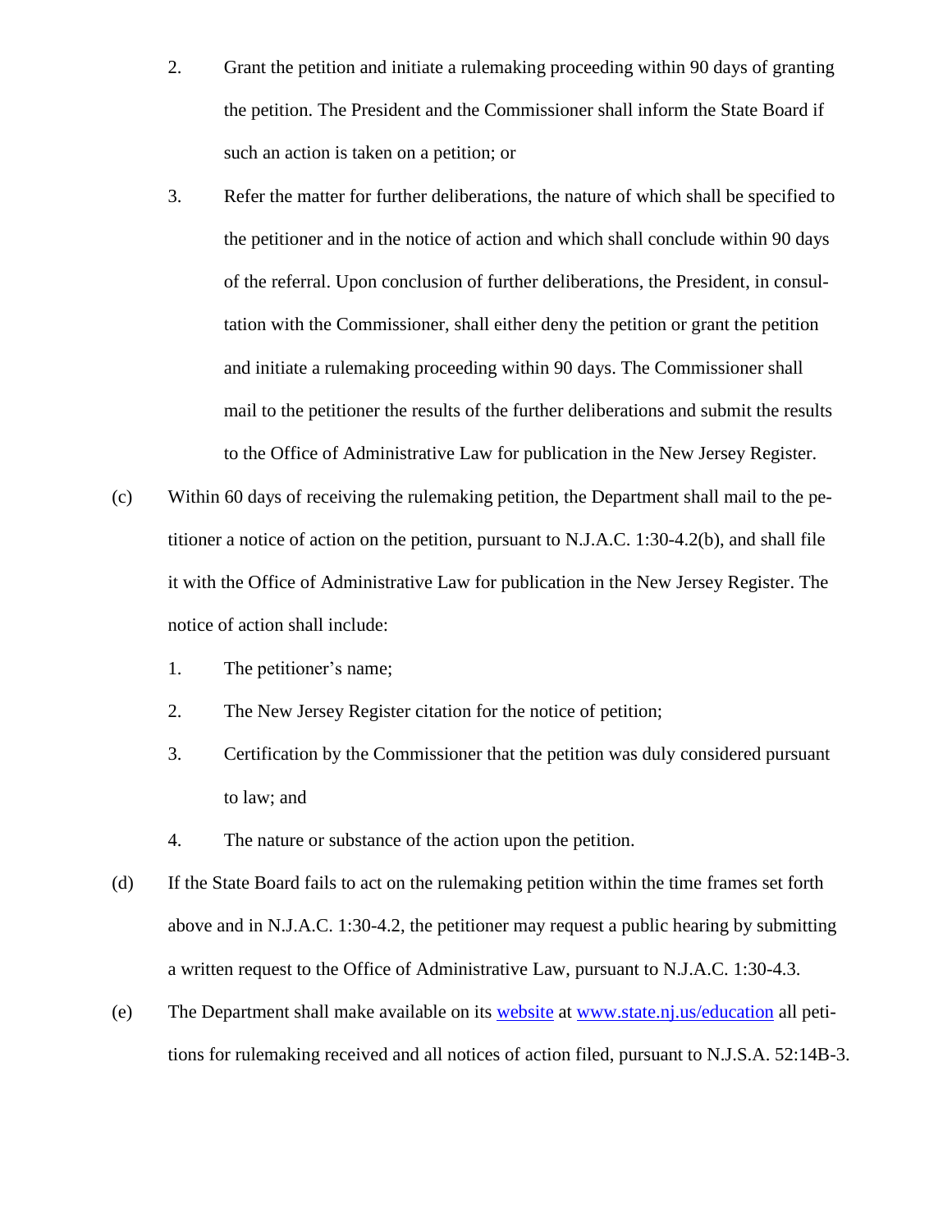2. Grant the petition and initiate a rulemaking proceeding within 90 days of granting the petition. The President and the Commissioner shall inform the State Board if such an action is taken on a petition; or

3. Refer the matter for further deliberations, the nature of which shall be specified to the petitioner and in the notice of action and which shall conclude within 90 days of the referral. Upon conclusion of further deliberations, the President, in consultation with the Commissioner, shall either deny the petition or grant the petition and initiate a rulemaking proceeding within 90 days. The Commissioner shall mail to the petitioner the results of the further deliberations and submit the results to the Office of Administrative Law for publication in the New Jersey Register.

(c) Within 60 days of receiving the rulemaking petition, the Department shall mail to the petitioner a notice of action on the petition, pursuant to N.J.A.C. 1:30-4.2(b), and shall file it with the Office of Administrative Law for publication in the New Jersey Register. The notice of action shall include:

1. The petitioner's name;

2. The New Jersey Register citation for the notice of petition;

3. Certification by the Commissioner that the petition was duly considered pursuant to law; and

4. The nature or substance of the action upon the petition.

(d) If the State Board fails to act on the rulemaking petition within the time frames set forth above and in N.J.A.C. 1:30-4.2, the petitioner may request a public hearing by submitting a written request to the Office of Administrative Law, pursuant to N.J.A.C. 1:30-4.3.

(e) The Department shall make available on its [website](www.state.nj.us/education) at [www.state.nj.us/education](www.state.nj.us/education) all petitions for rulemaking received and all notices of action filed, pursuant to N.J.S.A. 52:14B-3.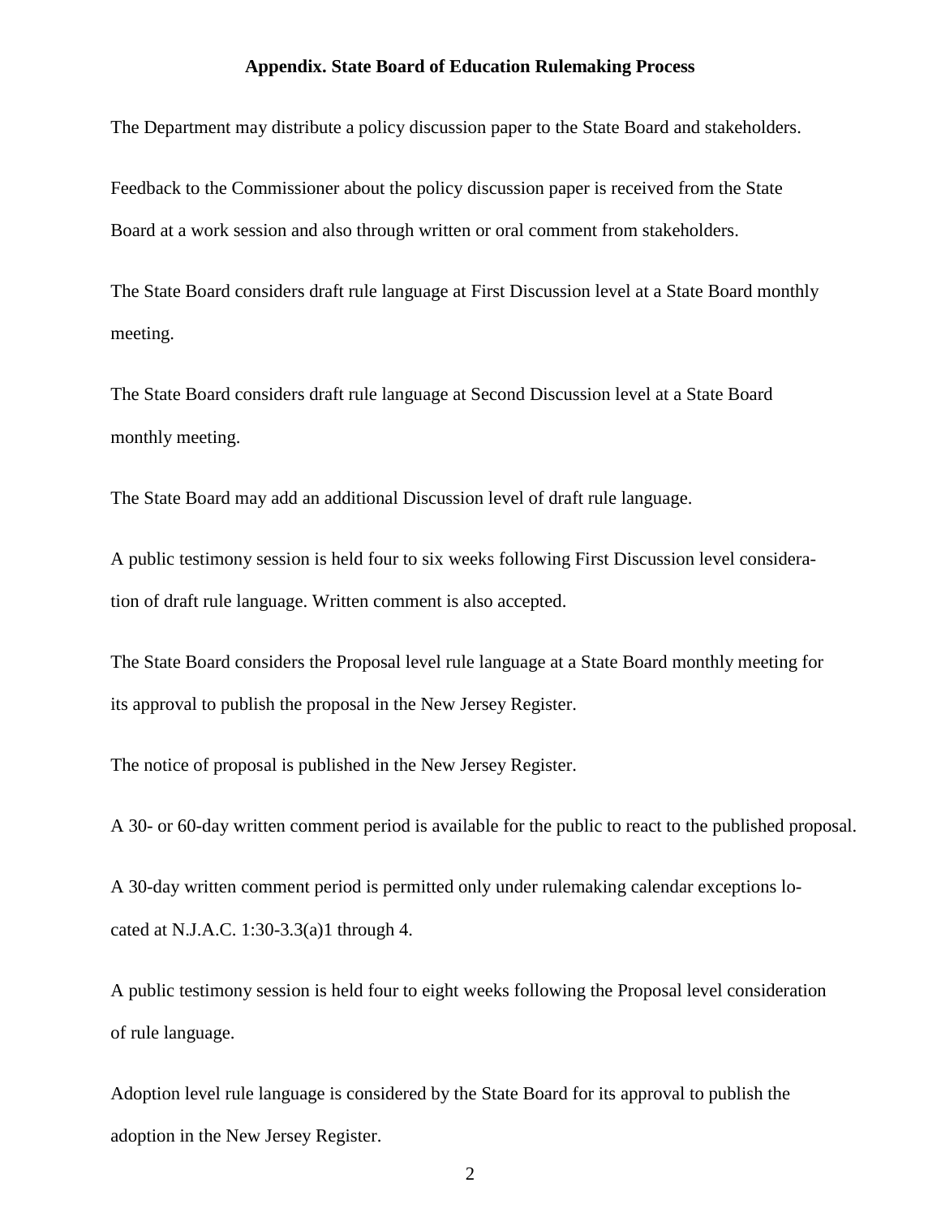**Appendix. State Board of Education Rulemaking Process**

The Department may distribute a policy discussion paper to the State Board and stakeholders.

Feedback to the Commissioner about the policy discussion paper is received from the State Board at a work session and also through written or oral comment from stakeholders.

The State Board considers draft rule language at First Discussion level at a State Board monthly meeting.

The State Board considers draft rule language at Second Discussion level at a State Board monthly meeting.

The State Board may add an additional Discussion level of draft rule language.

A public testimony session is held four to six weeks following First Discussion level consideration of draft rule language. Written comment is also accepted.

The State Board considers the Proposal level rule language at a State Board monthly meeting for its approval to publish the proposal in the New Jersey Register.

The notice of proposal is published in the New Jersey Register.

A 30- or 60-day written comment period is available for the public to react to the published proposal.

A 30-day written comment period is permitted only under rulemaking calendar exceptions located at N.J.A.C. 1:30-3.3(a)1 through 4.

A public testimony session is held four to eight weeks following the Proposal level consideration of rule language.

Adoption level rule language is considered by the State Board for its approval to publish the adoption in the New Jersey Register.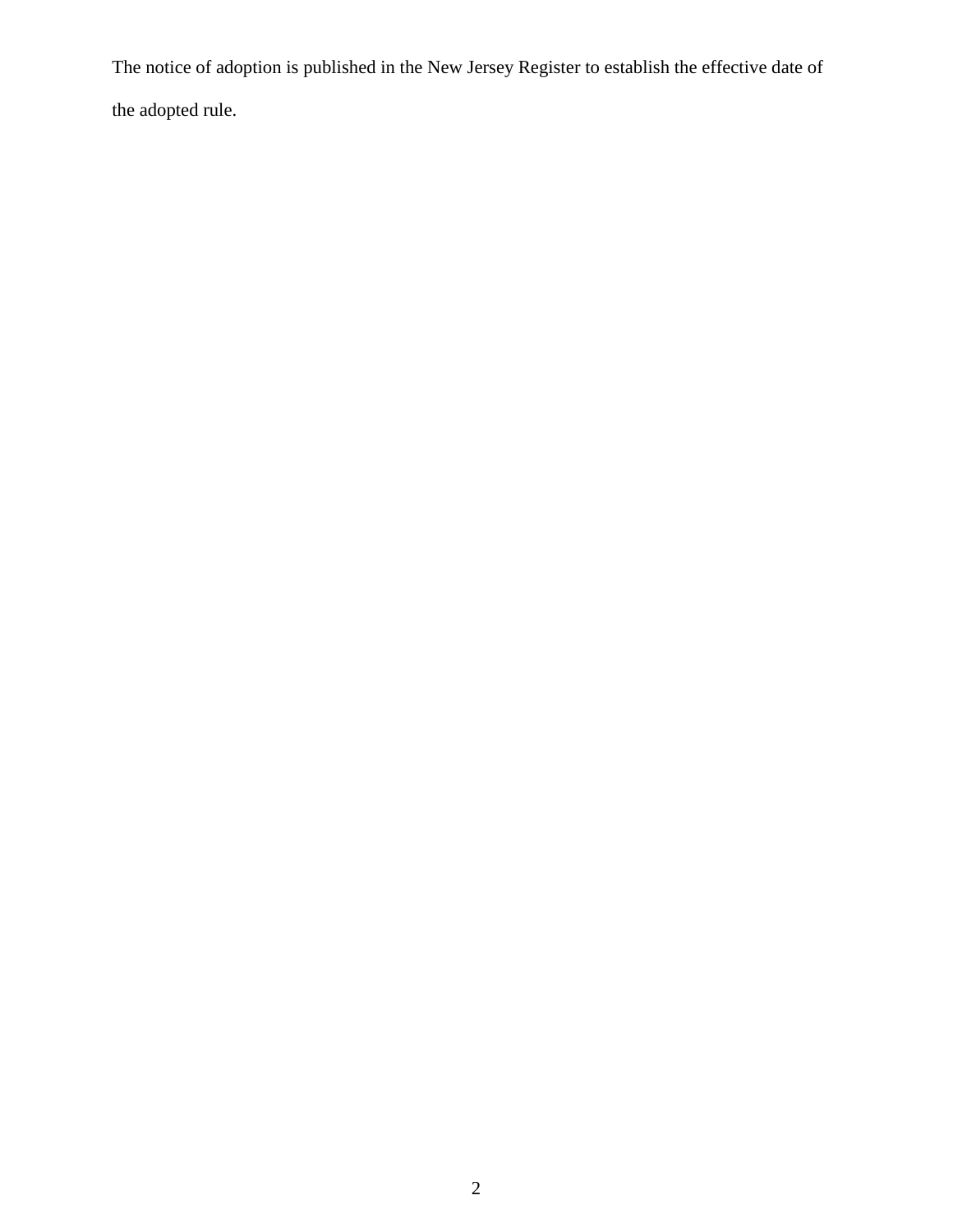The notice of adoption is published in the New Jersey Register to establish the effective date of the adopted rule.